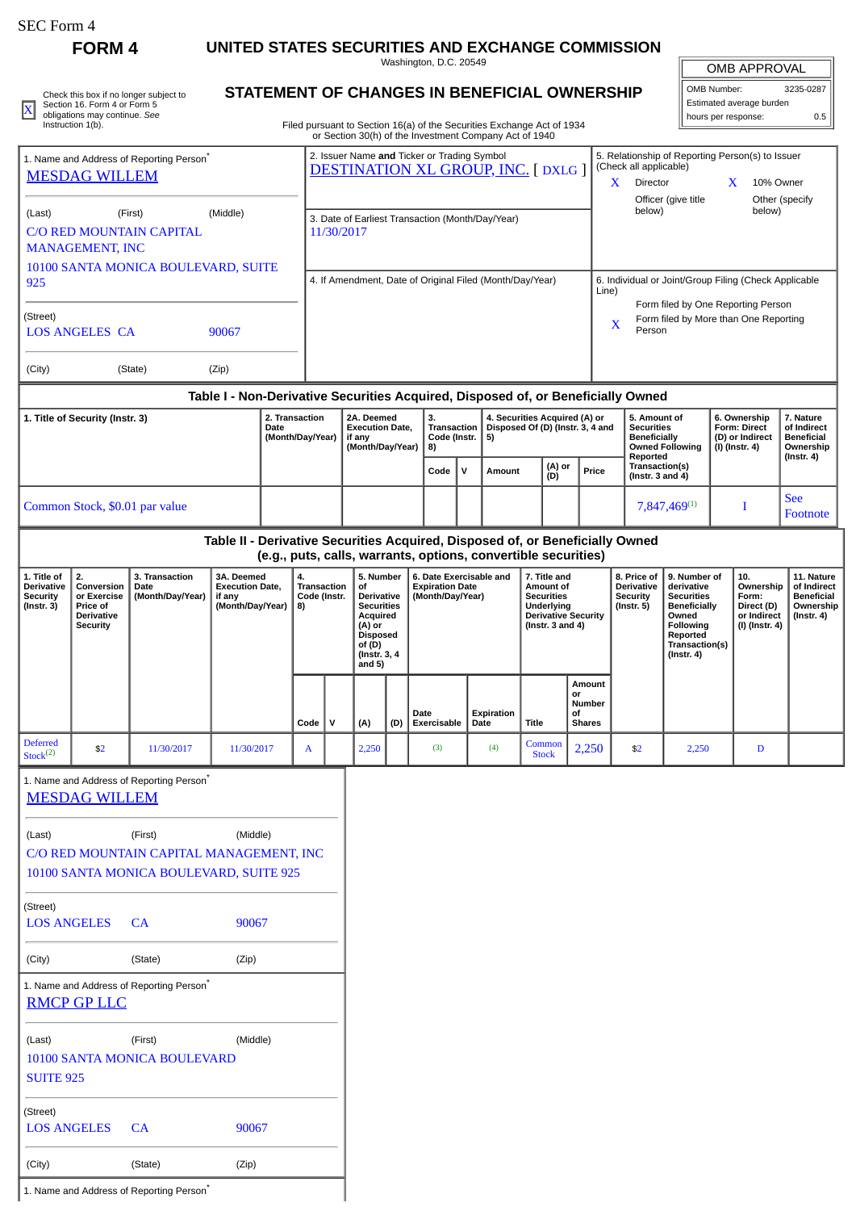SEC Form 4

**FORM 4**

# UNITED STATES SECURITIES AND EXCHANGE COMMISSION

Washington, D.C. 20549

## STATEMENT OF CHANGES IN BENEFICIAL OWNERSHIP

Filed pursuant to Section 16(a) of the Securities Exchange Act of 1934 or Section 30(h) of the Investment Company Act of 1940

X Check this box if no longer subject to Section 16. Form 4 or Form 5 obligations may continue. *See* Instruction 1(b).

| OMB APPROVAL | |
|---|---|
| OMB Number: | 3235-0287 |
| Estimated average burden | |
| hours per response: | 0.5 |

1. Name and Address of Reporting Person*
MESDAG WILLEM

(Last) (First) (Middle)
C/O RED MOUNTAIN CAPITAL MANAGEMENT, INC
10100 SANTA MONICA BOULEVARD, SUITE 925

(Street)
LOS ANGELES CA 90067

(City) (State) (Zip)

2. Issuer Name **and** Ticker or Trading Symbol
DESTINATION XL GROUP, INC. [ DXLG ]

3. Date of Earliest Transaction (Month/Day/Year)
11/30/2017

4. If Amendment, Date of Original Filed (Month/Day/Year)

5. Relationship of Reporting Person(s) to Issuer (Check all applicable)
X Director
X 10% Owner
Officer (give title below)
Other (specify below)

6. Individual or Joint/Group Filing (Check Applicable Line)
Form filed by One Reporting Person
X Form filed by More than One Reporting Person

### Table I - Non-Derivative Securities Acquired, Disposed of, or Beneficially Owned

| 1. Title of Security (Instr. 3) | 2. Transaction Date (Month/Day/Year) | 2A. Deemed Execution Date, if any (Month/Day/Year) | 3. Transaction Code (Instr. 8) | | 4. Securities Acquired (A) or Disposed Of (D) (Instr. 3, 4 and 5) | | | 5. Amount of Securities Beneficially Owned Following Reported Transaction(s) (Instr. 3 and 4) | 6. Ownership Form: Direct (D) or Indirect (I) (Instr. 4) | 7. Nature of Indirect Beneficial Ownership (Instr. 4) |
|---|---|---|---|---|---|---|---|---|---|---|
| | | | Code | V | Amount | (A) or (D) | Price | | | |
| Common Stock, $0.01 par value | | | | | | | | 7,847,469[(1)] | I | See Footnote |

### Table II - Derivative Securities Acquired, Disposed of, or Beneficially Owned (e.g., puts, calls, warrants, options, convertible securities)

| 1. Title of Derivative Security (Instr. 3) | 2. Conversion or Exercise Price of Derivative Security | 3. Transaction Date (Month/Day/Year) | 3A. Deemed Execution Date, if any (Month/Day/Year) | 4. Transaction Code (Instr. 8) | | 5. Number of Derivative Securities Acquired (A) or Disposed of (D) (Instr. 3, 4 and 5) | | 6. Date Exercisable and Expiration Date (Month/Day/Year) | | 7. Title and Amount of Securities Underlying Derivative Security (Instr. 3 and 4) | | 8. Price of Derivative Security (Instr. 5) | 9. Number of derivative Securities Beneficially Owned Following Reported Transaction(s) (Instr. 4) | 10. Ownership Form: Direct (D) or Indirect (I) (Instr. 4) | 11. Nature of Indirect Beneficial Ownership (Instr. 4) |
|---|---|---|---|---|---|---|---|---|---|---|---|---|---|---|---|
| | | | | Code | V | (A) | (D) | Date Exercisable | Expiration Date | Title | Amount or Number of Shares | | | | |
| Deferred Stock[(2)] | $2 | 11/30/2017 | 11/30/2017 | A | | 2,250 | | (3) | (4) | Common Stock | 2,250 | $2 | 2,250 | D | |

1. Name and Address of Reporting Person*
MESDAG WILLEM

(Last) (First) (Middle)
C/O RED MOUNTAIN CAPITAL MANAGEMENT, INC
10100 SANTA MONICA BOULEVARD, SUITE 925

(Street)
LOS ANGELES CA 90067

(City) (State) (Zip)

1. Name and Address of Reporting Person*
RMCP GP LLC

(Last) (First) (Middle)
10100 SANTA MONICA BOULEVARD
SUITE 925

(Street)
LOS ANGELES CA 90067

(City) (State) (Zip)

1. Name and Address of Reporting Person*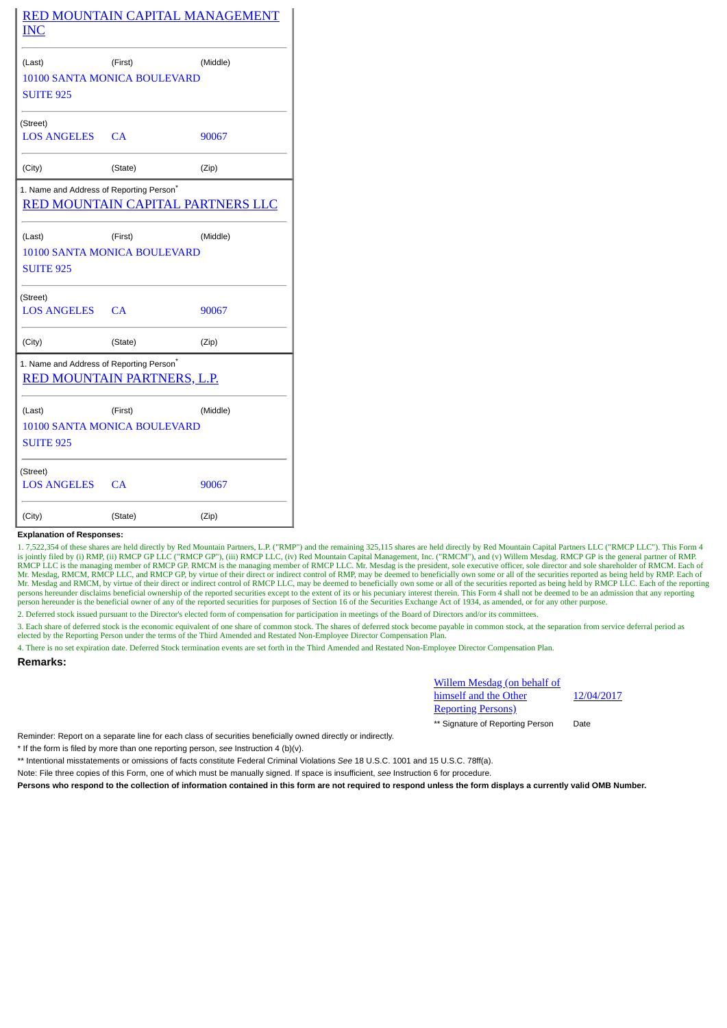RED MOUNTAIN CAPITAL MANAGEMENT INC

| (Last) | (First) | (Middle) |
|---|---|---|
| 10100 SANTA MONICA BOULEVARD SUITE 925 | | |
| (Street) | | |
| LOS ANGELES | CA | 90067 |
| (City) | (State) | (Zip) |

1. Name and Address of Reporting Person*

RED MOUNTAIN CAPITAL PARTNERS LLC

| (Last) | (First) | (Middle) |
|---|---|---|
| 10100 SANTA MONICA BOULEVARD SUITE 925 | | |
| (Street) | | |
| LOS ANGELES | CA | 90067 |
| (City) | (State) | (Zip) |

1. Name and Address of Reporting Person*

RED MOUNTAIN PARTNERS, L.P.

| (Last) | (First) | (Middle) |
|---|---|---|
| 10100 SANTA MONICA BOULEVARD SUITE 925 | | |
| (Street) | | |
| LOS ANGELES | CA | 90067 |
| (City) | (State) | (Zip) |

**Explanation of Responses:**

1. 7,522,354 of these shares are held directly by Red Mountain Partners, L.P. ("RMP") and the remaining 325,115 shares are held directly by Red Mountain Capital Partners LLC ("RMCP LLC"). This Form 4 is jointly filed by (i) RMP, (ii) RMCP GP LLC ("RMCP GP"), (iii) RMCP LLC, (iv) Red Mountain Capital Management, Inc. ("RMCM"), and (v) Willem Mesdag. RMCP GP is the general partner of RMP. RMCP LLC is the managing member of RMCP GP. RMCM is the managing member of RMCP LLC. Mr. Mesdag is the president, sole executive officer, sole director and sole shareholder of RMCM. Each of Mr. Mesdag, RMCM, RMCP LLC, and RMCP GP, by virtue of their direct or indirect control of RMP, may be deemed to beneficially own some or all of the securities reported as being held by RMP. Each of Mr. Mesdag and RMCM, by virtue of their direct or indirect control of RMCP LLC, may be deemed to beneficially own some or all of the securities reported as being held by RMCP LLC. Each of the reporting persons hereunder disclaims beneficial ownership of the reported securities except to the extent of its or his pecuniary interest therein. This Form 4 shall not be deemed to be an admission that any reporting person hereunder is the beneficial owner of any of the reported securities for purposes of Section 16 of the Securities Exchange Act of 1934, as amended, or for any other purpose.

2. Deferred stock issued pursuant to the Director's elected form of compensation for participation in meetings of the Board of Directors and/or its committees.

3. Each share of deferred stock is the economic equivalent of one share of common stock. The shares of deferred stock become payable in common stock, at the separation from service deferral period as elected by the Reporting Person under the terms of the Third Amended and Restated Non-Employee Director Compensation Plan.

4. There is no set expiration date. Deferred Stock termination events are set forth in the Third Amended and Restated Non-Employee Director Compensation Plan.

**Remarks:**

| | |
|---|---|
| Willem Mesdag (on behalf of himself and the Other Reporting Persons) | 12/04/2017 |
| ** Signature of Reporting Person | Date |

Reminder: Report on a separate line for each class of securities beneficially owned directly or indirectly.

\* If the form is filed by more than one reporting person, *see* Instruction 4 (b)(v).

\*\* Intentional misstatements or omissions of facts constitute Federal Criminal Violations *See* 18 U.S.C. 1001 and 15 U.S.C. 78ff(a).

Note: File three copies of this Form, one of which must be manually signed. If space is insufficient, *see* Instruction 6 for procedure.

**Persons who respond to the collection of information contained in this form are not required to respond unless the form displays a currently valid OMB Number.**